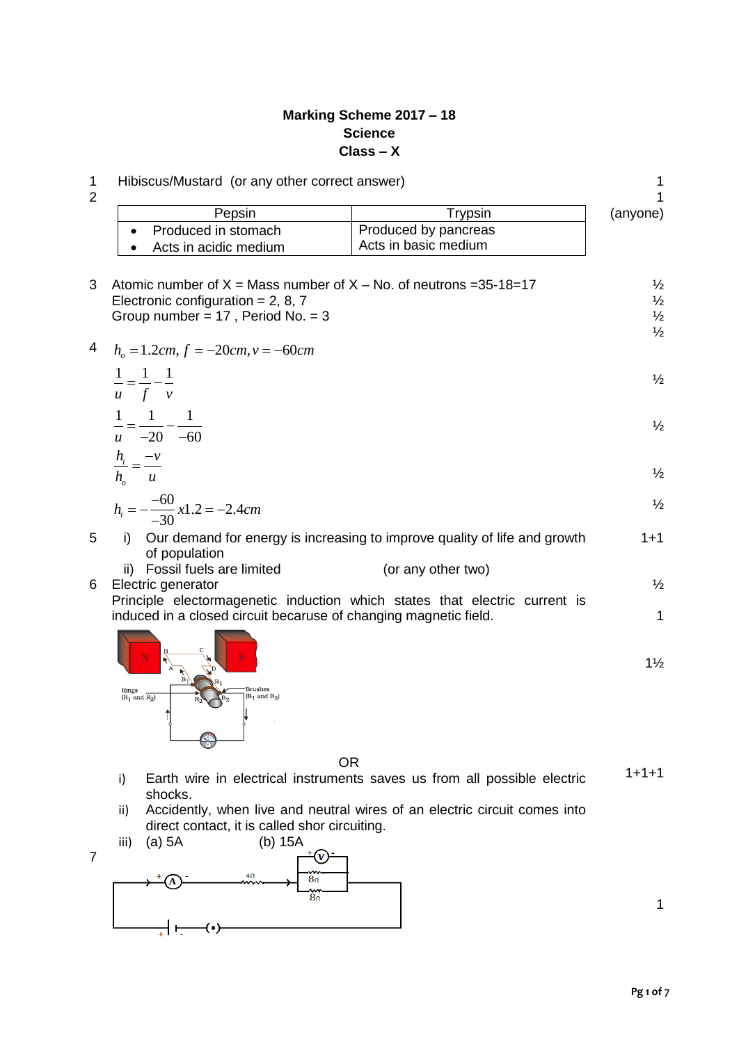**Marking Scheme 2017 – 18**
**Science**
**Class – X**

1 Hibiscus/Mustard (or any other correct answer) — 1

2 — 1 (anyone)

| Pepsin | Trypsin |
|---|---|
| • Produced in stomach<br>• Acts in acidic medium | Produced by pancreas<br>Acts in basic medium |

3 Atomic number of X = Mass number of X – No. of neutrons =35-18=17 — ½
Electronic configuration = 2, 8, 7 — ½
Group number = 17 , Period No. = 3 — ½ ½

4 $h_o = 1.2cm, f = -20cm, v = -60cm$

$$\frac{1}{u} = \frac{1}{f} - \frac{1}{v}$$ ½

$$\frac{1}{u} = \frac{1}{-20} - \frac{1}{-60}$$ ½

$$\frac{h_i}{h_o} = \frac{-v}{u}$$ ½

$$h_i = -\frac{-60}{-30} x1.2 = -2.4cm$$ ½

5 i) Our demand for energy is increasing to improve quality of life and growth of population — 1+1
ii) Fossil fuels are limited (or any other two)

6 Electric generator — ½
Principle electormagenetic induction which states that electric current is induced in a closed circuit becaruse of changing magnetic field. — 1

(Diagram: N, S, A, B, C, D, $B_1$, $R_1$, $R_2$, $B_2$, Rings ($R_1$ and $R_2$), Brushes ($B_1$ and $B_2$)) — 1½

OR

i) Earth wire in electrical instruments saves us from all possible electric shocks. — 1+1+1
ii) Accidently, when live and neutral wires of an electric circuit comes into direct contact, it is called shor circuiting.
iii) (a) 5A (b) 15A

7 (Circuit diagram: A, 4Ω, V, 8Ω, 8Ω) — 1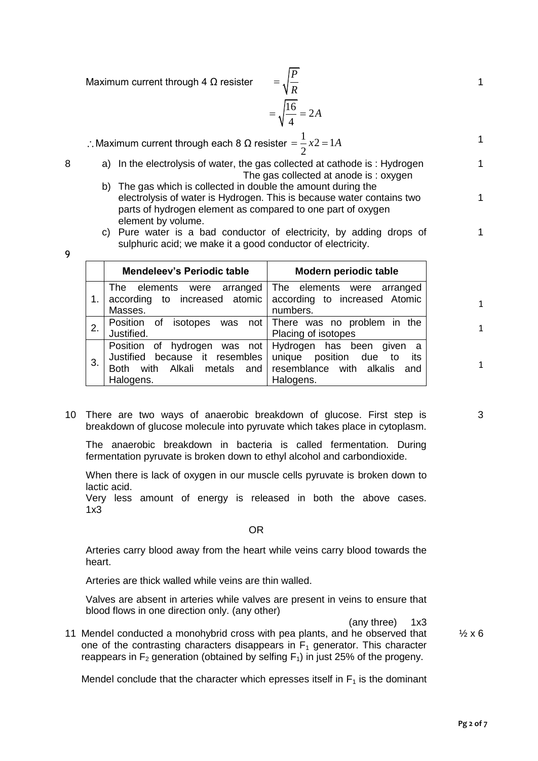Maximum current through 4 Ω resister $= \sqrt{\frac{P}{R}}$ 1

$$= \sqrt{\frac{16}{4}} = 2A$$

$\therefore$ Maximum current through each 8 Ω resister $= \frac{1}{2} x2 = 1A$ 1

8 a) In the electrolysis of water, the gas collected at cathode is : Hydrogen 1
The gas collected at anode is : oxygen

b) The gas which is collected in double the amount during the electrolysis of water is Hydrogen. This is because water contains two parts of hydrogen element as compared to one part of oxygen element by volume. 1

c) Pure water is a bad conductor of electricity, by adding drops of sulphuric acid; we make it a good conductor of electricity. 1

9

| | Mendeleev's Periodic table | Modern periodic table | |
|---|---|---|---|
| 1. | The elements were arranged according to increased atomic Masses. | The elements were arranged according to increased Atomic numbers. | 1 |
| 2. | Position of isotopes was not Justified. | There was no problem in the Placing of isotopes | 1 |
| 3. | Position of hydrogen was not Justified because it resembles Both with Alkali metals and Halogens. | Hydrogen has been given a unique position due to its resemblance with alkalis and Halogens. | 1 |

10 There are two ways of anaerobic breakdown of glucose. First step is breakdown of glucose molecule into pyruvate which takes place in cytoplasm. 3

The anaerobic breakdown in bacteria is called fermentation. During fermentation pyruvate is broken down to ethyl alcohol and carbondioxide.

When there is lack of oxygen in our muscle cells pyruvate is broken down to lactic acid.
Very less amount of energy is released in both the above cases. 1x3

OR

Arteries carry blood away from the heart while veins carry blood towards the heart.

Arteries are thick walled while veins are thin walled.

Valves are absent in arteries while valves are present in veins to ensure that blood flows in one direction only. (any other)

(any three) 1x3

11 Mendel conducted a monohybrid cross with pea plants, and he observed that one of the contrasting characters disappears in $F_1$ generator. This character reappears in $F_2$ generation (obtained by selfing $F_1$) in just 25% of the progeny. ½ x 6

Mendel conclude that the character which epresses itself in $F_1$ is the dominant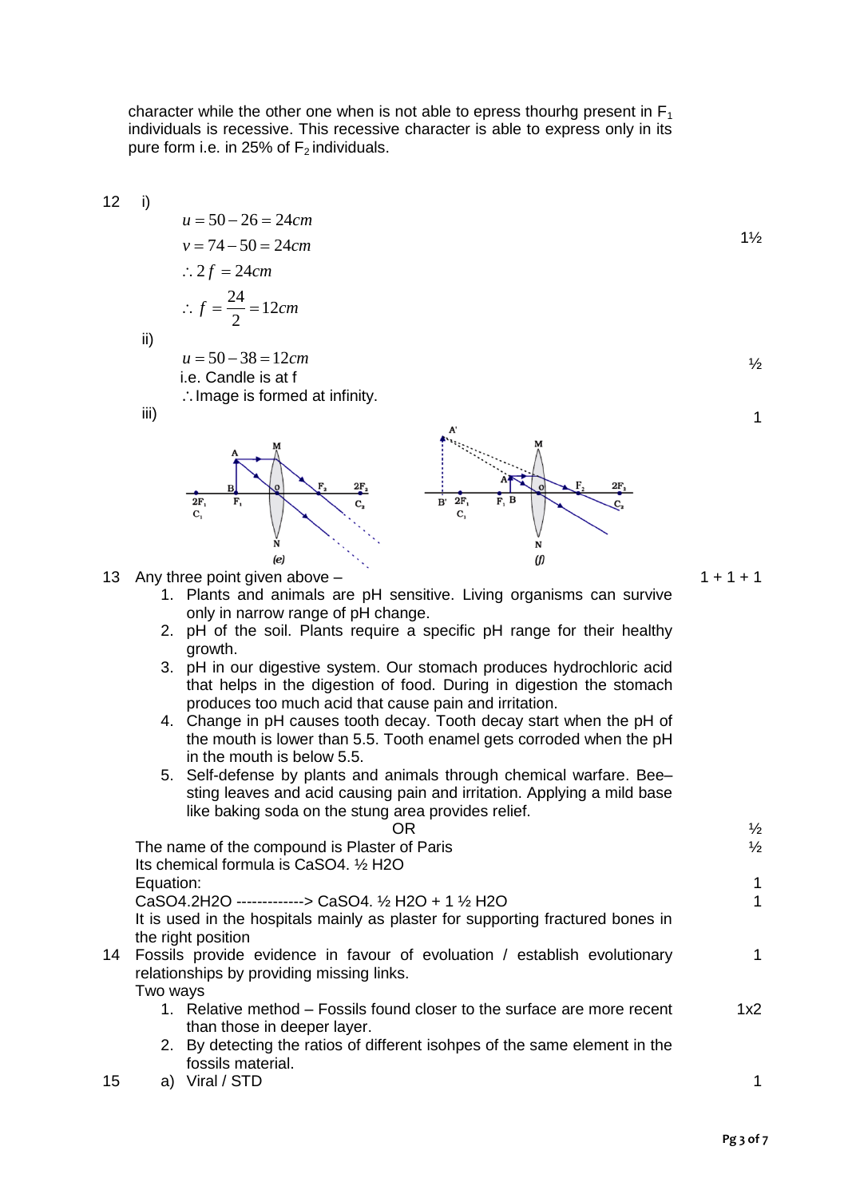character while the other one when is not able to epress thourhg present in $F_1$ individuals is recessive. This recessive character is able to express only in its pure form i.e. in 25% of $F_2$ individuals.

12 i)

$$u = 50 - 26 = 24cm$$
$$v = 74 - 50 = 24cm$$
$$\therefore 2f = 24cm$$
$$\therefore f = \frac{24}{2} = 12cm$$

1½

ii)

$$u = 50 - 38 = 12cm$$

i.e. Candle is at f

$\therefore$ Image is formed at infinity.

½

iii)

1

(e) (f)

13 Any three point given above – 1 + 1 + 1

1. Plants and animals are pH sensitive. Living organisms can survive only in narrow range of pH change.
2. pH of the soil. Plants require a specific pH range for their healthy growth.
3. pH in our digestive system. Our stomach produces hydrochloric acid that helps in the digestion of food. During in digestion the stomach produces too much acid that cause pain and irritation.
4. Change in pH causes tooth decay. Tooth decay start when the pH of the mouth is lower than 5.5. Tooth enamel gets corroded when the pH in the mouth is below 5.5.
5. Self-defense by plants and animals through chemical warfare. Bee–sting leaves and acid causing pain and irritation. Applying a mild base like baking soda on the stung area provides relief.

OR

The name of the compound is Plaster of Paris ½

Its chemical formula is CaSO4. ½ H2O ½

Equation: 1

CaSO4.2H2O -------------> CaSO4. ½ H2O + 1 ½ H2O 1

It is used in the hospitals mainly as plaster for supporting fractured bones in the right position

14 Fossils provide evidence in favour of evoluation / establish evolutionary relationships by providing missing links. 1

Two ways 1x2

1. Relative method – Fossils found closer to the surface are more recent than those in deeper layer.
2. By detecting the ratios of different isohpes of the same element in the fossils material.

15 a) Viral / STD 1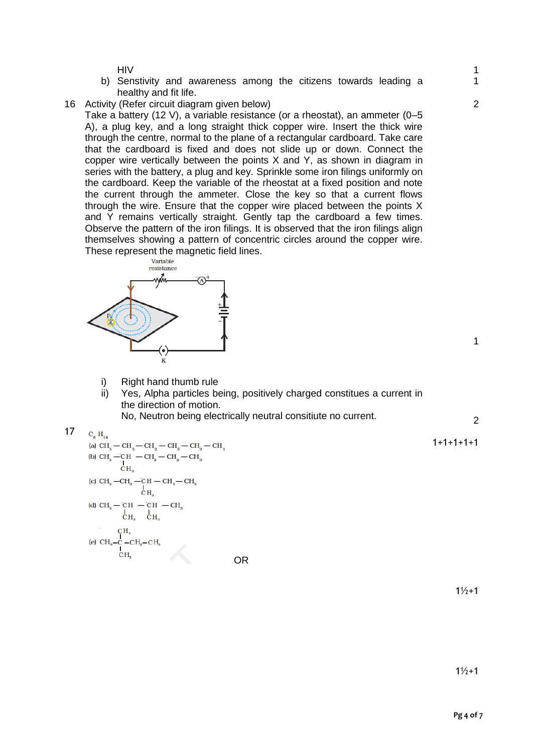HIV | 1

b) Senstivity and awareness among the citizens towards leading a healthy and fit life. | 1

16 Activity (Refer circuit diagram given below) | 2

Take a battery (12 V), a variable resistance (or a rheostat), an ammeter (0–5 A), a plug key, and a long straight thick copper wire. Insert the thick wire through the centre, normal to the plane of a rectangular cardboard. Take care that the cardboard is fixed and does not slide up or down. Connect the copper wire vertically between the points X and Y, as shown in diagram in series with the battery, a plug and key. Sprinkle some iron filings uniformly on the cardboard. Keep the variable of the rheostat at a fixed position and note the current through the ammeter. Close the key so that a current flows through the wire. Ensure that the copper wire placed between the points X and Y remains vertically straight. Gently tap the cardboard a few times. Observe the pattern of the iron filings. It is observed that the iron filings align themselves showing a pattern of concentric circles around the copper wire. These represent the magnetic field lines.

Variable resistance

K

1

i) Right hand thumb rule

ii) Yes, Alpha particles being, positively charged constitues a current in the direction of motion.
No, Neutron being electrically neutral consitiute no current. | 2

17 $C_6H_{14}$ | 1+1+1+1+1

(a) $CH_3-CH_2-CH_2-CH_2-CH_2-CH_3$

(b) $CH_3-\underset{\displaystyle CH_3}{\underset{|}{CH}}-CH_2-CH_2-CH_3$

(c) $CH_3-CH_2-\underset{\displaystyle CH_3}{\underset{|}{CH}}-CH_2-CH_3$

(d) $CH_3-\underset{\displaystyle CH_3}{\underset{|}{CH}}-\underset{\displaystyle CH_3}{\underset{|}{CH}}-CH_3$

(e) $CH_3-\overset{\displaystyle CH_3}{\overset{|}{\underset{\displaystyle CH_3}{\underset{|}{C}}}}-CH_2-CH_3$

OR

1½+1

1½+1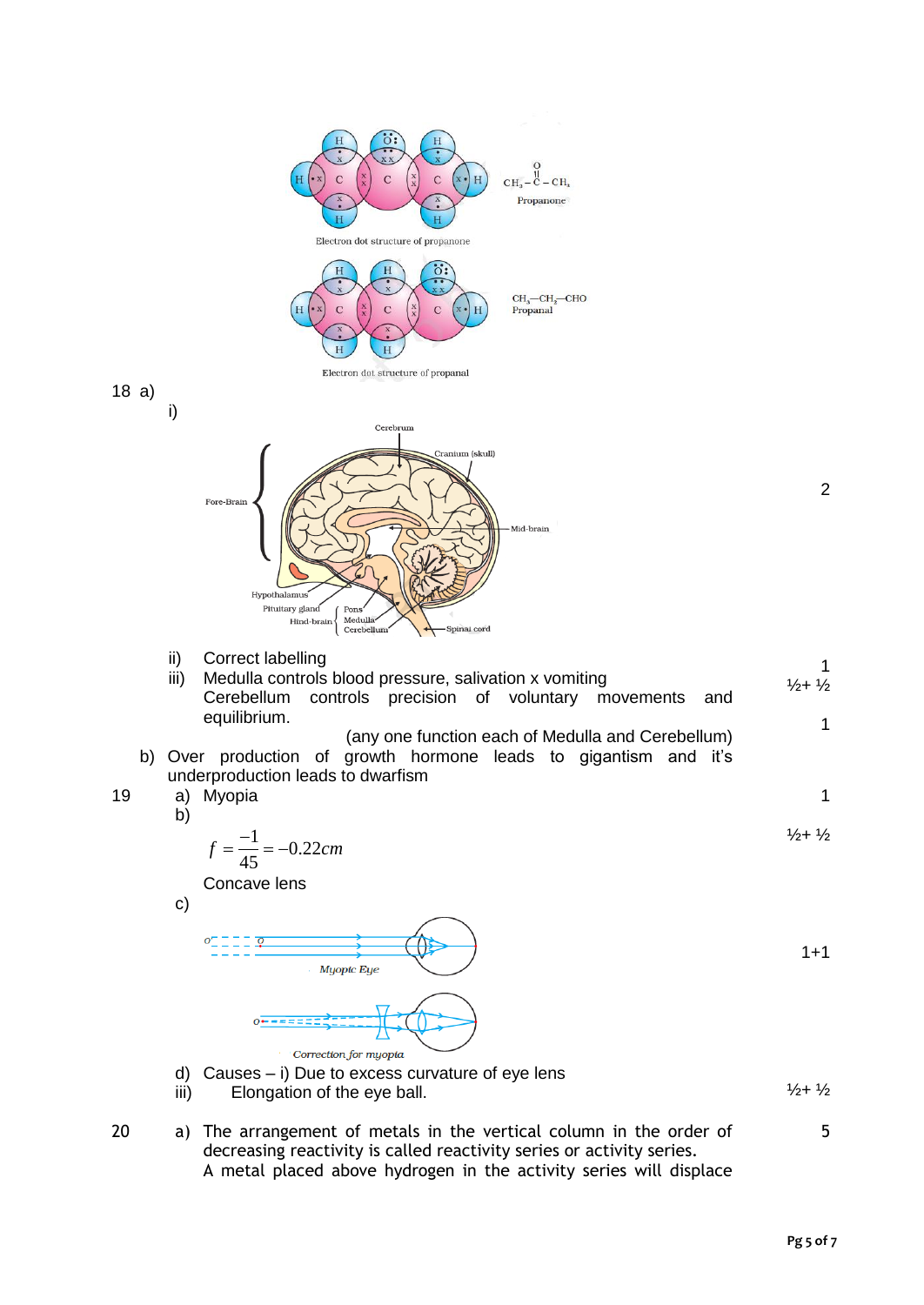Electron dot structure of propanone

$CH_3-\overset{O}{\overset{||}{C}}-CH_3$

Propanone

Electron dot structure of propanal

$CH_3-CH_2-CHO$

Propanal

18 a)

i) 2

Cerebrum, Cranium (skull), Fore-Brain, Mid-brain, Hypothalamus, Pituitary gland, Hind-brain { Pons, Medulla, Cerebellum }, Spinal cord

ii) Correct labelling 1

iii) Medulla controls blood pressure, salivation x vomiting ½+ ½

Cerebellum controls precision of voluntary movements and equilibrium.

(any one function each of Medulla and Cerebellum) 1

b) Over production of growth hormone leads to gigantism and it's underproduction leads to dwarfism

19 a) Myopia 1

b) ½+ ½

$$f = \frac{-1}{45} = -0.22cm$$

Concave lens

c) 1+1

Myopic Eye

Correction for myopia

d) Causes – i) Due to excess curvature of eye lens ½+ ½

iii) Elongation of the eye ball.

20 a) The arrangement of metals in the vertical column in the order of decreasing reactivity is called reactivity series or activity series. 5

A metal placed above hydrogen in the activity series will displace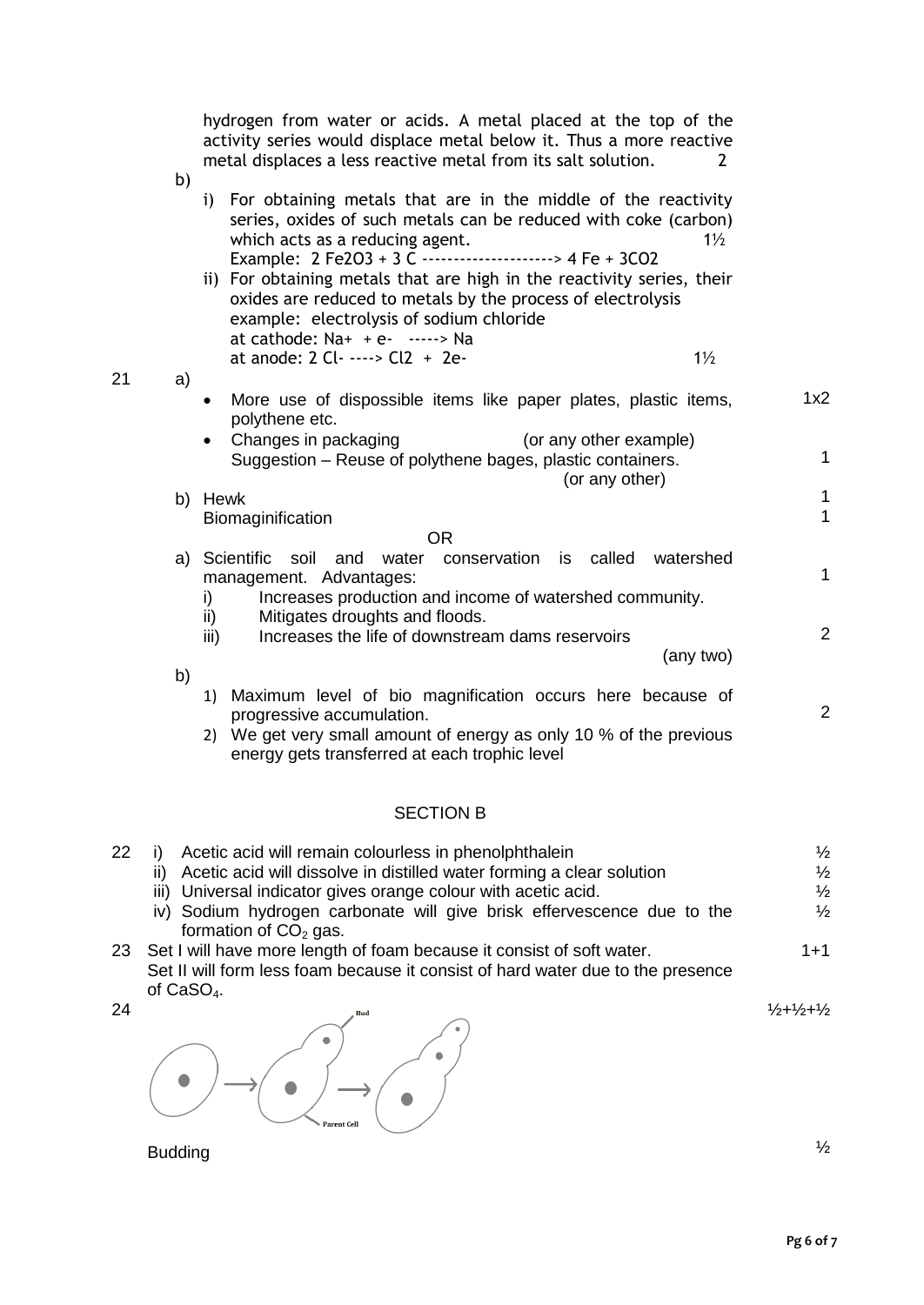hydrogen from water or acids. A metal placed at the top of the activity series would displace metal below it. Thus a more reactive metal displaces a less reactive metal from its salt solution. 2

b)

i) For obtaining metals that are in the middle of the reactivity series, oxides of such metals can be reduced with coke (carbon) which acts as a reducing agent. 1½

Example: $2 Fe_2O_3 + 3 C \longrightarrow 4 Fe + 3CO_2$

ii) For obtaining metals that are high in the reactivity series, their oxides are reduced to metals by the process of electrolysis example: electrolysis of sodium chloride

at cathode: $Na^+ + e^- \longrightarrow Na$

at anode: $2 Cl^- \longrightarrow Cl_2 + 2e^-$ 1½

21 a)

- More use of dispossible items like paper plates, plastic items, polythene etc. — 1x2
- Changes in packaging (or any other example)

Suggestion – Reuse of polythene bages, plastic containers. (or any other) — 1

b) Hewk — 1

Biomaginification — 1

OR

a) Scientific soil and water conservation is called watershed management. Advantages: — 1

i) Increases production and income of watershed community.

ii) Mitigates droughts and floods.

iii) Increases the life of downstream dams reservoirs — 2

(any two)

b)

1) Maximum level of bio magnification occurs here because of progressive accumulation. — 2

2) We get very small amount of energy as only 10 % of the previous energy gets transferred at each trophic level

## SECTION B

22
i) Acetic acid will remain colourless in phenolphthalein — ½

ii) Acetic acid will dissolve in distilled water forming a clear solution — ½

iii) Universal indicator gives orange colour with acetic acid. — ½

iv) Sodium hydrogen carbonate will give brisk effervescence due to the formation of $CO_2$ gas. — ½

23 Set I will have more length of foam because it consist of soft water. — 1+1

Set II will form less foam because it consist of hard water due to the presence of $CaSO_4$.

24 — ½+½+½

Bud

Parent Cell

Budding — ½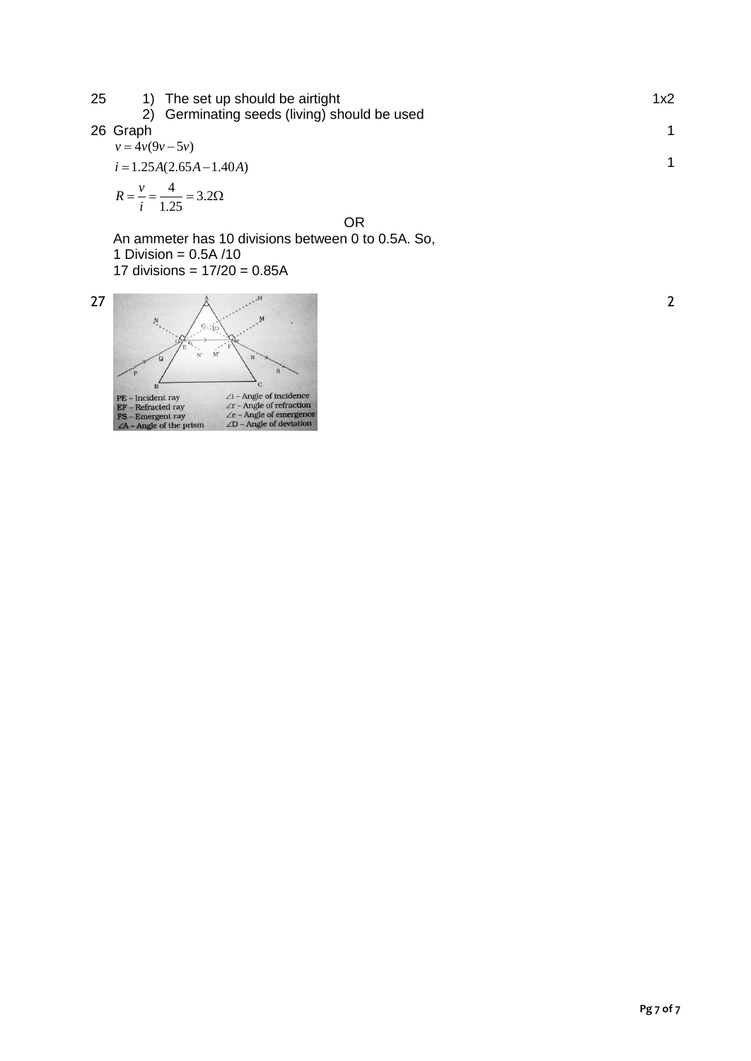25 1) The set up should be airtight 1x2

2) Germinating seeds (living) should be used

26 Graph 1

$v = 4v(9v - 5v)$

$i = 1.25A(2.65A - 1.40A)$ 1

$R = \frac{v}{i} = \frac{4}{1.25} = 3.2\Omega$

OR

An ammeter has 10 divisions between 0 to 0.5A. So,

1 Division = 0.5A /10

17 divisions = 17/20 = 0.85A

27 2

PE – Incident ray
EF – Refracted ray
FS – Emergent ray
∠A – Angle of the prism
∠i – Angle of incidence
∠r – Angle of refraction
∠e – Angle of emergence
∠D – Angle of deviation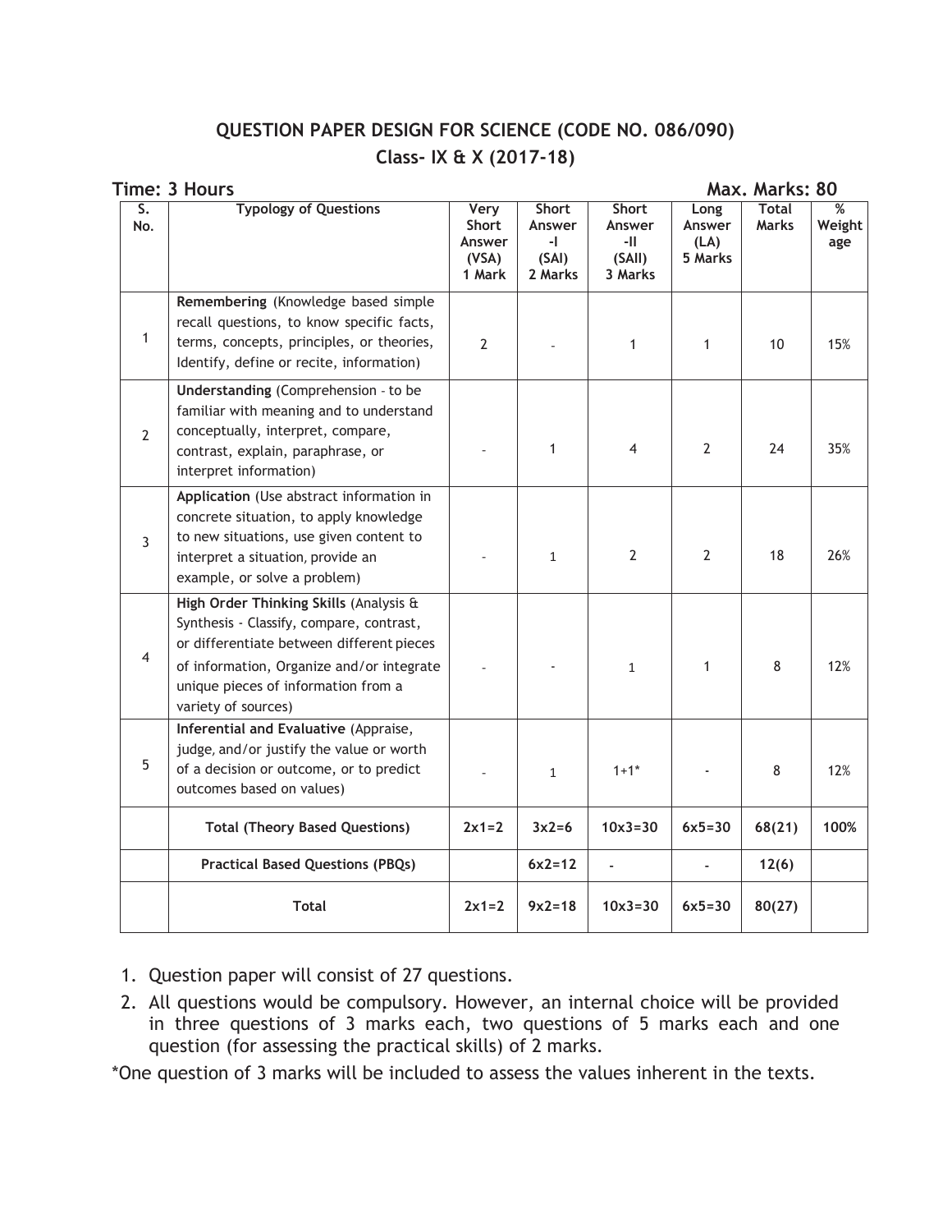## QUESTION PAPER DESIGN FOR SCIENCE (CODE NO. 086/090)
## Class- IX & X (2017-18)

**Time: 3 Hours** **Max. Marks: 80**

| S. No. | Typology of Questions | Very Short Answer (VSA) 1 Mark | Short Answer -I (SAI) 2 Marks | Short Answer -II (SAII) 3 Marks | Long Answer (LA) 5 Marks | Total Marks | % Weight age |
|---|---|---|---|---|---|---|---|
| 1 | **Remembering** (Knowledge based simple recall questions, to know specific facts, terms, concepts, principles, or theories, Identify, define or recite, information) | 2 | - | 1 | 1 | 10 | 15% |
| 2 | **Understanding** (Comprehension - to be familiar with meaning and to understand conceptually, interpret, compare, contrast, explain, paraphrase, or interpret information) | - | 1 | 4 | 2 | 24 | 35% |
| 3 | **Application** (Use abstract information in concrete situation, to apply knowledge to new situations, use given content to interpret a situation, provide an example, or solve a problem) | - | 1 | 2 | 2 | 18 | 26% |
| 4 | **High Order Thinking Skills** (Analysis & Synthesis - Classify, compare, contrast, or differentiate between different pieces of information, Organize and/or integrate unique pieces of information from a variety of sources) | - | - | 1 | 1 | 8 | 12% |
| 5 | **Inferential and Evaluative** (Appraise, judge, and/or justify the value or worth of a decision or outcome, or to predict outcomes based on values) | - | 1 | 1+1* | - | 8 | 12% |
| | **Total (Theory Based Questions)** | **2x1=2** | **3x2=6** | **10x3=30** | **6x5=30** | **68(21)** | **100%** |
| | **Practical Based Questions (PBQs)** | | **6x2=12** | - | - | **12(6)** | |
| | **Total** | **2x1=2** | **9x2=18** | **10x3=30** | **6x5=30** | **80(27)** | |

1. Question paper will consist of 27 questions.
2. All questions would be compulsory. However, an internal choice will be provided in three questions of 3 marks each, two questions of 5 marks each and one question (for assessing the practical skills) of 2 marks.

*One question of 3 marks will be included to assess the values inherent in the texts.